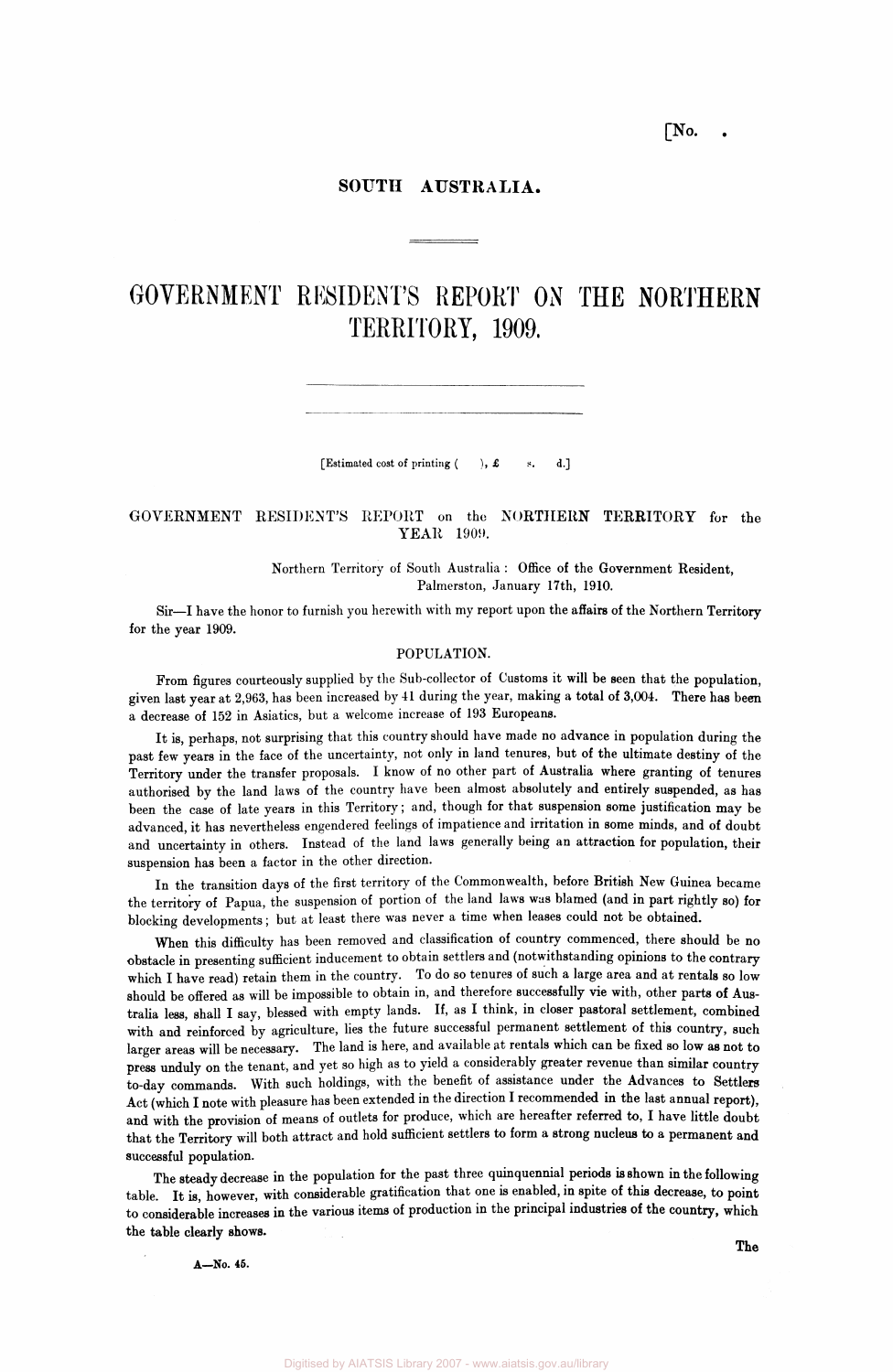[No. .

SOUTH AUSTRALIA.

# GOVERNMENT RESIDENT'S REPORT ON THE NORTHERN TERRITORY, 1909.

[Estimated cost of printing ( ), £ s. d.]

## GOVERNMENT RESIDENT'S REPORT on the NORTHERN TERRITORY for the YEAR 1909.

Northern Territory of South Australia: Office of the Government Resident, Palmerston, January 17th, 1910.

Sir—I have the honor to furnish you herewith with my report upon the affairs of the Northern Territory for the year 1909.

### POPULATION.

From figures courteously supplied by the Sub-collector of Customs it will be seen that the population, given last year at 2,963, has been increased by 41 during the year, making a total of 3,004. There has been a decrease of 152 in Asiatics, but a welcome increase of 193 Europeans.

It is, perhaps, not surprising that this country should have made no advance in population during the past few years in the face of the uncertainty, not only in land tenures, but of the ultimate destiny of the Territory under the transfer proposals. I know of no other part of Australia where granting of tenures authorised by the land laws of the country have been almost absolutely and entirely suspended, as has been the case of late years in this Territory; and, though for that suspension some justification may be advanced, it has nevertheless engendered feelings of impatience and irritation in some minds, and of doubt and uncertainty in others. Instead of the land laws generally being an attraction for population, their suspension has been a factor in the other direction.

In the transition days of the first territory of the Commonwealth, before British New Guinea became the territory of Papua, the suspension of portion of the land laws was blamed (and in part rightly so) for blocking developments; but at least there was never a time when leases could not be obtained.

When this difficulty has been removed and classification of country commenced, there should be no obstacle in presenting sufficient inducement to obtain settlers and (notwithstanding opinions to the contrary which I have read) retain them in the country. To do so tenures of such a large area and at rentals so low should be offered as will be impossible to obtain in, and therefore successfully vie with, other parts of Australia less, shall I say, blessed with empty lands. If, as I think, in closer pastoral settlement, combined with and reinforced by agriculture, lies the future successful permanent settlement of this country, such larger areas will be necessary. The land is here, and available at rentals which can be fixed so low as not to press unduly on the tenant, and yet so high as to yield a considerably greater revenue than similar country to-day commands. With such holdings, with the benefit of assistance under the Advances to Settlers Act (which I note with pleasure has been extended in the direction I recommended in the last annual report), and with the provision of means of outlets for produce, which are hereafter referred to, I have little doubt that the Territory will both attract and hold sufficient settlers to form a strong nucleus to a permanent and successful population.

The steady decrease in the population for the past three quinquennial periods is shown in the following table. It is, however, with considerable gratification that one is enabled, in spite of this decrease, to point to considerable increases in the various items of production in the principal industries of the country, which the table clearly shows.

The

A—No. 45.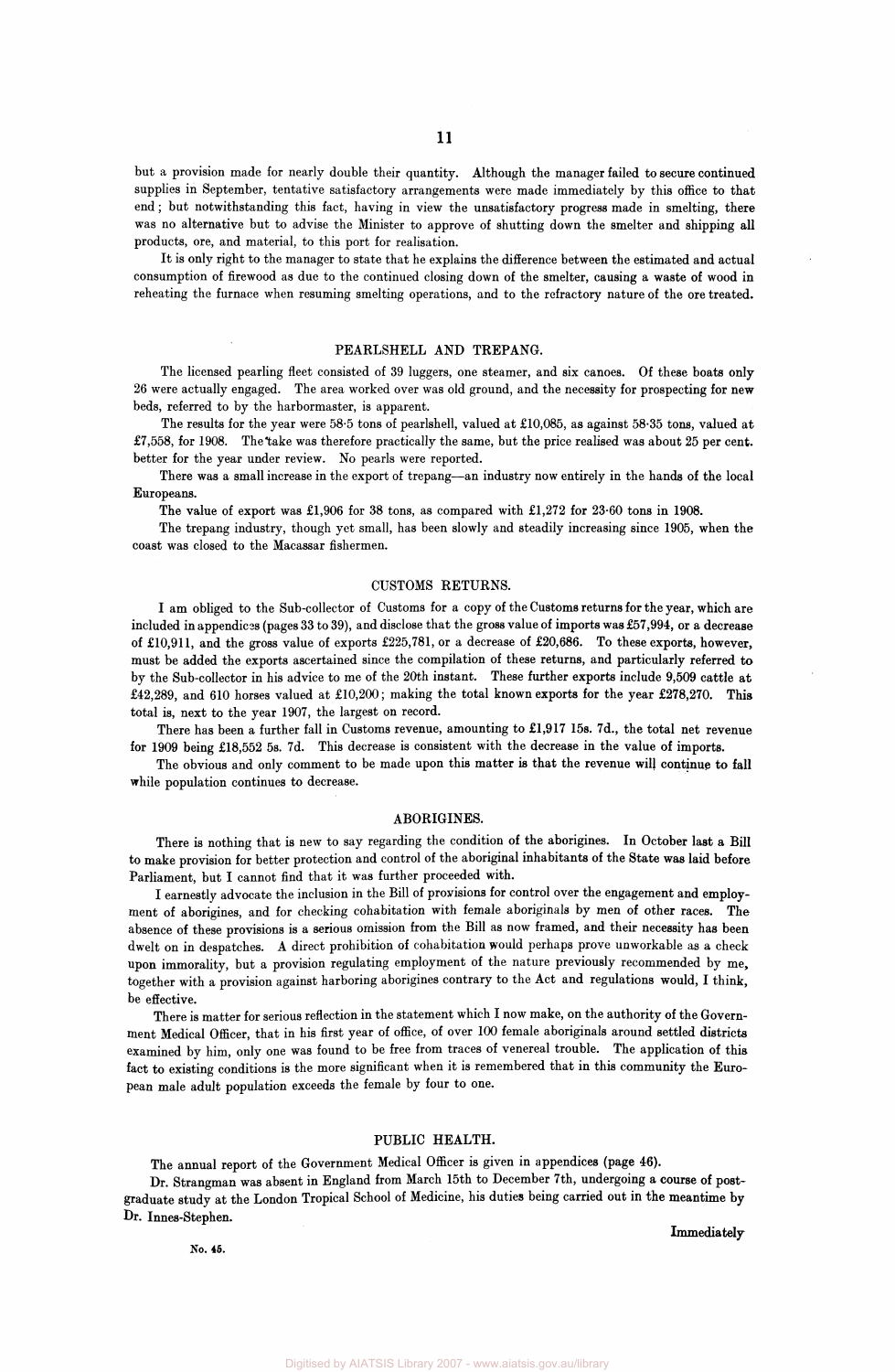but a provision made for nearly double their quantity. Although the manager failed to secure continued supplies in September, tentative satisfactory arrangements were made immediately by this office to that end; but notwithstanding this fact, having in view the unsatisfactory progress made in smelting, there was no alternative but to advise the Minister to approve of shutting down the smelter and shipping all products, ore, and material, to this port for realisation.

It is only right to the manager to state that he explains the difference between the estimated and actual consumption of firewood as due to the continued closing down of the smelter, causing a waste of wood in reheating the furnace when resuming smelting operations, and to the refractory nature of the ore treated.

## PEARLSHELL AND TREPANG.

The licensed pearling fleet consisted of 39 luggers, one steamer, and six canoes. Of these boats only 26 were actually engaged. The area worked over was old ground, and the necessity for prospecting for new beds, referred to by the harbormaster, is apparent.

The results for the year were 58·5 tons of pearlshell, valued at £10,085, as against 58·35 tons, valued at £7,558, for 1908. The take was therefore practically the same, but the price realised was about 25 per cent. better for the year under review. No pearls were reported.

There was a small increase in the export of trepang—an industry now entirely in the hands of the local Europeans.

The value of export was £1,906 for 38 tons, as compared with £1,272 for 23·60 tons in 1908.

The trepang industry, though yet small, has been slowly and steadily increasing since 1905, when the coast was closed to the Macassar fishermen.

## CUSTOMS RETURNS.

I am obliged to the Sub-collector of Customs for a copy of the Customs returns for the year, which are included in appendices (pages 33 to 39), and disclose that the gross value of imports was £57,994, or a decrease of £10,911, and the gross value of exports £225,781, or a decrease of £20,686. To these exports, however, must be added the exports ascertained since the compilation of these returns, and particularly referred to by the Sub-collector in his advice to me of the 20th instant. These further exports include 9,509 cattle at £42,289, and 610 horses valued at £10,200; making the total known exports for the year £278,270. This total is, next to the year 1907, the largest on record.

There has been a further fall in Customs revenue, amounting to £1,917 15s. 7d., the total net revenue for 1909 being £18,552 5s. 7d. This decrease is consistent with the decrease in the value of imports.

The obvious and only comment to be made upon this matter is that the revenue will continue to fall while population continues to decrease.

## ABORIGINES.

There is nothing that is new to say regarding the condition of the aborigines. In October last a Bill to make provision for better protection and control of the aboriginal inhabitants of the State was laid before Parliament, but I cannot find that it was further proceeded with.

I earnestly advocate the inclusion in the Bill of provisions for control over the engagement and employment of aborigines, and for checking cohabitation with female aboriginals by men of other races. The absence of these provisions is a serious omission from the Bill as now framed, and their necessity has been dwelt on in despatches. A direct prohibition of cohabitation would perhaps prove unworkable as a check upon immorality, but a provision regulating employment of the nature previously recommended by me, together with a provision against harboring aborigines contrary to the Act and regulations would, I think, be effective.

There is matter for serious reflection in the statement which I now make, on the authority of the Government Medical Officer, that in his first year of office, of over 100 female aboriginals around settled districts examined by him, only one was found to be free from traces of venereal trouble. The application of this fact to existing conditions is the more significant when it is remembered that in this community the European male adult population exceeds the female by four to one.

## PUBLIC HEALTH.

The annual report of the Government Medical Officer is given in appendices (page 46).

Dr. Strangman was absent in England from March 15th to December 7th, undergoing a course of post-graduate study at the London Tropical School of Medicine, his duties being carried out in the meantime by Dr. Innes-Stephen.

Immediately

No. 45.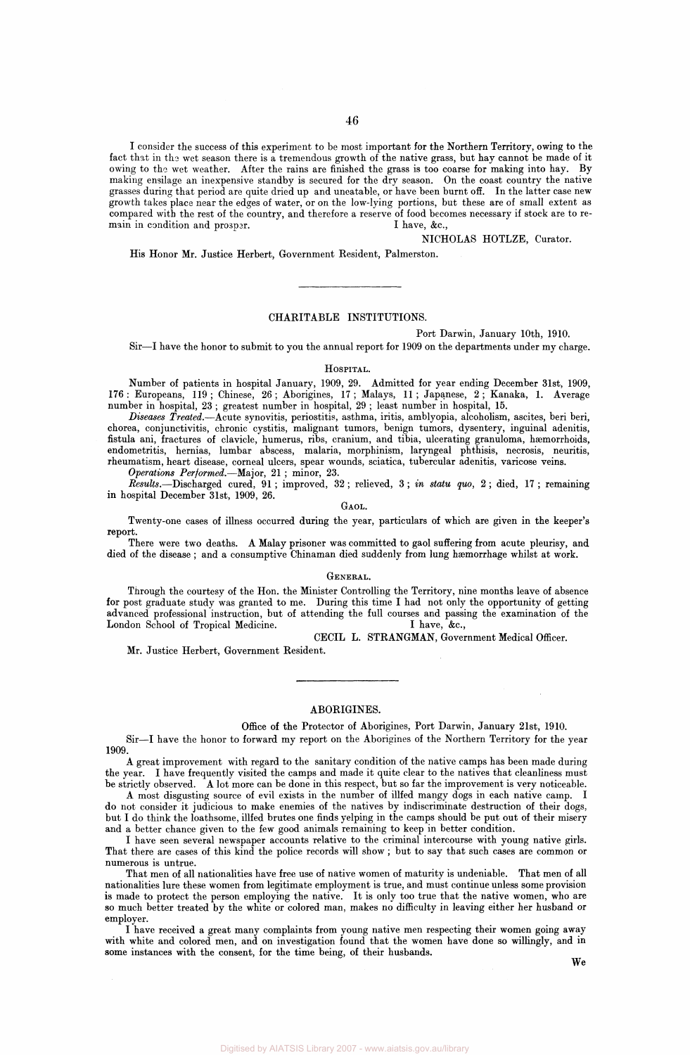I consider the success of this experiment to be most important for the Northern Territory, owing to the fact that in the wet season there is a tremendous growth of the native grass, but hay cannot be made of it owing to the wet weather. After the rains are finished the grass is too coarse for making into hay. By making ensilage an inexpensive standby is secured for the dry season. On the coast country the native grasses during that period are quite dried up and uneatable, or have been burnt off. In the latter case new growth takes place near the edges of water, or on the low-lying portions, but these are of small extent as compared with the rest of the country, and therefore a reserve of food becomes necessary if stock are to remain in condition and prosper.

I have, &c.,

NICHOLAS HOTLZE, Curator.

His Honor Mr. Justice Herbert, Government Resident, Palmerston.

---

## CHARITABLE INSTITUTIONS.

Port Darwin, January 10th, 1910.

Sir—I have the honor to submit to you the annual report for 1909 on the departments under my charge.

### HOSPITAL.

Number of patients in hospital January, 1909, 29. Admitted for year ending December 31st, 1909, 176: Europeans, 119; Chinese, 26; Aborigines, 17; Malays, 11; Japanese, 2; Kanaka, 1. Average number in hospital, 23; greatest number in hospital, 29; least number in hospital, 15.

*Diseases Treated*.—Acute synovitis, periostitis, asthma, iritis, amblyopia, alcoholism, ascites, beri beri, chorea, conjunctivitis, chronic cystitis, malignant tumors, benign tumors, dysentery, inguinal adenitis, fistula ani, fractures of clavicle, humerus, ribs, cranium, and tibia, ulcerating granuloma, hæmorrhoids, endometritis, hernias, lumbar abscess, malaria, morphinism, laryngeal phthisis, necrosis, neuritis, rheumatism, heart disease, corneal ulcers, spear wounds, sciatica, tubercular adenitis, varicose veins.

*Operations Performed*.—Major, 21; minor, 23.

*Results*.—Discharged cured, 91; improved, 32; relieved, 3; *in statu quo*, 2; died, 17; remaining in hospital December 31st, 1909, 26.

### GAOL.

Twenty-one cases of illness occurred during the year, particulars of which are given in the keeper's report.

There were two deaths. A Malay prisoner was committed to gaol suffering from acute pleurisy, and died of the disease; and a consumptive Chinaman died suddenly from lung hæmorrhage whilst at work.

### GENERAL.

Through the courtesy of the Hon. the Minister Controlling the Territory, nine months leave of absence for post graduate study was granted to me. During this time I had not only the opportunity of getting advanced professional instruction, but of attending the full courses and passing the examination of the London School of Tropical Medicine.

I have, &c.,

CECIL L. STRANGMAN, Government Medical Officer.

Mr. Justice Herbert, Government Resident.

---

## ABORIGINES.

Office of the Protector of Aborigines, Port Darwin, January 21st, 1910.

Sir—I have the honor to forward my report on the Aborigines of the Northern Territory for the year 1909.

A great improvement with regard to the sanitary condition of the native camps has been made during the year. I have frequently visited the camps and made it quite clear to the natives that cleanliness must be strictly observed. A lot more can be done in this respect, but so far the improvement is very noticeable.

A most disgusting source of evil exists in the number of illfed mangy dogs in each native camp. I do not consider it judicious to make enemies of the natives by indiscriminate destruction of their dogs, but I do think the loathsome, illfed brutes one finds yelping in the camps should be put out of their misery and a better chance given to the few good animals remaining to keep in better condition.

I have seen several newspaper accounts relative to the criminal intercourse with young native girls. That there are cases of this kind the police records will show; but to say that such cases are common or numerous is untrue.

That men of all nationalities have free use of native women of maturity is undeniable. That men of all nationalities lure these women from legitimate employment is true, and must continue unless some provision is made to protect the person employing the native. It is only too true that the native women, who are so much better treated by the white or colored man, makes no difficulty in leaving either her husband or employer.

I have received a great many complaints from young native men respecting their women going away with white and colored men, and on investigation found that the women have done so willingly, and in some instances with the consent, for the time being, of their husbands.

We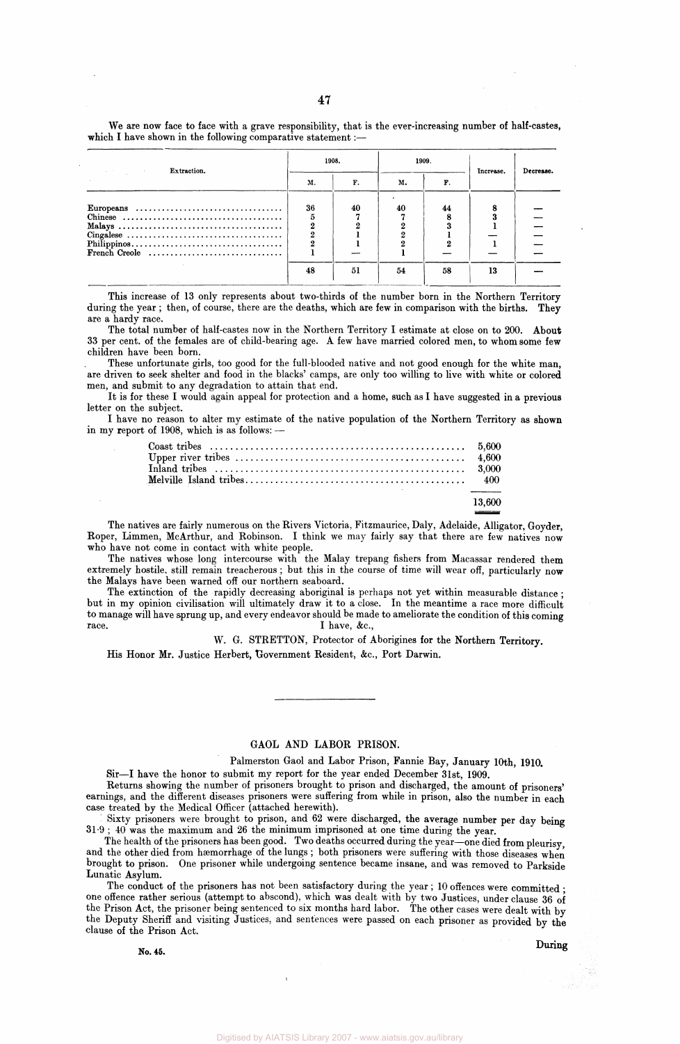We are now face to face with a grave responsibility, that is the ever-increasing number of half-castes, which I have shown in the following comparative statement :—

| Extraction. | 1908. | | 1909. | | Increase. | Decrease. |
|---|---|---|---|---|---|---|
| | M. | F. | M. | F. | | |
| Europeans | 36 | 40 | 40 | 44 | 8 | — |
| Chinese | 5 | 7 | 7 | 8 | 3 | — |
| Malays | 2 | 2 | 2 | 3 | 1 | — |
| Cingalese | 2 | 1 | 2 | 1 | — | — |
| Philippinos | 2 | 1 | 2 | 2 | 1 | — |
| French Creole | 1 | — | 1 | — | — | — |
| | 48 | 51 | 54 | 58 | 13 | — |

This increase of 13 only represents about two-thirds of the number born in the Northern Territory during the year ; then, of course, there are the deaths, which are few in comparison with the births. They are a hardy race.

The total number of half-castes now in the Northern Territory I estimate at close on to 200. About 33 per cent. of the females are of child-bearing age. A few have married colored men, to whom some few children have been born.

These unfortunate girls, too good for the full-blooded native and not good enough for the white man, are driven to seek shelter and food in the blacks' camps, are only too willing to live with white or colored men, and submit to any degradation to attain that end.

It is for these I would again appeal for protection and a home, such as I have suggested in a previous letter on the subject.

I have no reason to alter my estimate of the native population of the Northern Territory as shown in my report of 1908, which is as follows: —

| | |
|---|---|
| Coast tribes | 5,600 |
| Upper river tribes | 4,600 |
| Inland tribes | 3,000 |
| Melville Island tribes | 400 |
| | 13,600 |

The natives are fairly numerous on the Rivers Victoria, Fitzmaurice, Daly, Adelaide, Alligator, Goyder, Roper, Limmen, McArthur, and Robinson. I think we may fairly say that there are few natives now who have not come in contact with white people.

The natives whose long intercourse with the Malay trepang fishers from Macassar rendered them extremely hostile, still remain treacherous ; but this in the course of time will wear off, particularly now the Malays have been warned off our northern seaboard.

The extinction of the rapidly decreasing aboriginal is perhaps not yet within measurable distance ; but in my opinion civilisation will ultimately draw it to a close. In the meantime a race more difficult to manage will have sprung up, and every endeavor should be made to ameliorate the condition of this coming race.

I have, &c.,

W. G. STRETTON, Protector of Aborigines for the Northern Territory.

His Honor Mr. Justice Herbert, Government Resident, &c., Port Darwin.

---

## GAOL AND LABOR PRISON.

Palmerston Gaol and Labor Prison, Fannie Bay, January 10th, 1910.

Sir—I have the honor to submit my report for the year ended December 31st, 1909.

Returns showing the number of prisoners brought to prison and discharged, the amount of prisoners' earnings, and the different diseases prisoners were suffering from while in prison, also the number in each case treated by the Medical Officer (attached herewith).

Sixty prisoners were brought to prison, and 62 were discharged, the average number per day being 31·9 ; 40 was the maximum and 26 the minimum imprisoned at one time during the year.

The health of the prisoners has been good. Two deaths occurred during the year—one died from pleurisy, and the other died from hæmorrhage of the lungs ; both prisoners were suffering with those diseases when brought to prison. One prisoner while undergoing sentence became insane, and was removed to Parkside Lunatic Asylum.

The conduct of the prisoners has not been satisfactory during the year ; 10 offences were committed ; one offence rather serious (attempt to abscond), which was dealt with by two Justices, under clause 36 of the Prison Act, the prisoner being sentenced to six months hard labor. The other cases were dealt with by the Deputy Sheriff and visiting Justices, and sentences were passed on each prisoner as provided by the clause of the Prison Act.

No. 45.

During